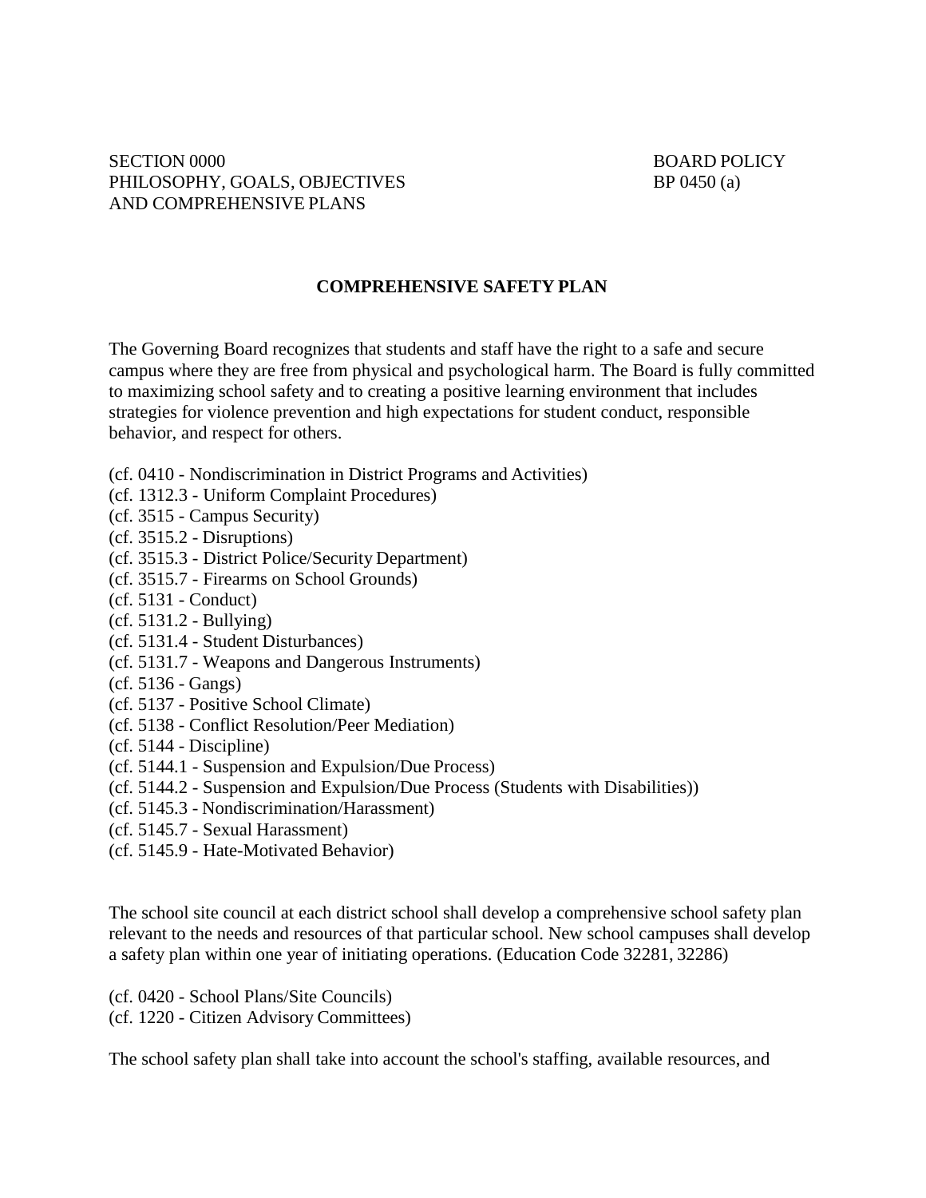SECTION 0000
PHILOSOPHY, GOALS, OBJECTIVES
AND COMPREHENSIVE PLANS

BOARD POLICY
BP 0450 (a)

## COMPREHENSIVE SAFETY PLAN

The Governing Board recognizes that students and staff have the right to a safe and secure campus where they are free from physical and psychological harm. The Board is fully committed to maximizing school safety and to creating a positive learning environment that includes strategies for violence prevention and high expectations for student conduct, responsible behavior, and respect for others.

(cf. 0410 - Nondiscrimination in District Programs and Activities)
(cf. 1312.3 - Uniform Complaint Procedures)
(cf. 3515 - Campus Security)
(cf. 3515.2 - Disruptions)
(cf. 3515.3 - District Police/Security Department)
(cf. 3515.7 - Firearms on School Grounds)
(cf. 5131 - Conduct)
(cf. 5131.2 - Bullying)
(cf. 5131.4 - Student Disturbances)
(cf. 5131.7 - Weapons and Dangerous Instruments)
(cf. 5136 - Gangs)
(cf. 5137 - Positive School Climate)
(cf. 5138 - Conflict Resolution/Peer Mediation)
(cf. 5144 - Discipline)
(cf. 5144.1 - Suspension and Expulsion/Due Process)
(cf. 5144.2 - Suspension and Expulsion/Due Process (Students with Disabilities))
(cf. 5145.3 - Nondiscrimination/Harassment)
(cf. 5145.7 - Sexual Harassment)
(cf. 5145.9 - Hate-Motivated Behavior)

The school site council at each district school shall develop a comprehensive school safety plan relevant to the needs and resources of that particular school. New school campuses shall develop a safety plan within one year of initiating operations. (Education Code 32281, 32286)

(cf. 0420 - School Plans/Site Councils)
(cf. 1220 - Citizen Advisory Committees)

The school safety plan shall take into account the school's staffing, available resources, and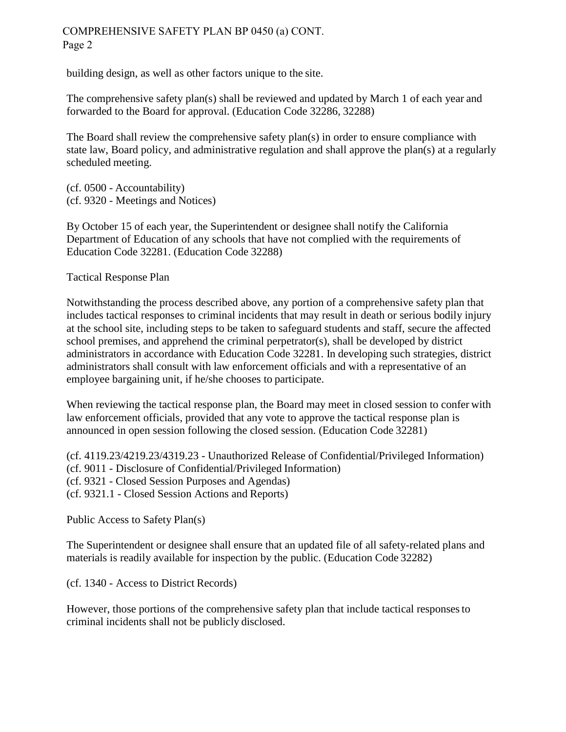building design, as well as other factors unique to the site.

The comprehensive safety plan(s) shall be reviewed and updated by March 1 of each year and forwarded to the Board for approval. (Education Code 32286, 32288)

The Board shall review the comprehensive safety plan(s) in order to ensure compliance with state law, Board policy, and administrative regulation and shall approve the plan(s) at a regularly scheduled meeting.

(cf. 0500 - Accountability)
(cf. 9320 - Meetings and Notices)

By October 15 of each year, the Superintendent or designee shall notify the California Department of Education of any schools that have not complied with the requirements of Education Code 32281. (Education Code 32288)

## Tactical Response Plan

Notwithstanding the process described above, any portion of a comprehensive safety plan that includes tactical responses to criminal incidents that may result in death or serious bodily injury at the school site, including steps to be taken to safeguard students and staff, secure the affected school premises, and apprehend the criminal perpetrator(s), shall be developed by district administrators in accordance with Education Code 32281. In developing such strategies, district administrators shall consult with law enforcement officials and with a representative of an employee bargaining unit, if he/she chooses to participate.

When reviewing the tactical response plan, the Board may meet in closed session to confer with law enforcement officials, provided that any vote to approve the tactical response plan is announced in open session following the closed session. (Education Code 32281)

(cf. 4119.23/4219.23/4319.23 - Unauthorized Release of Confidential/Privileged Information)
(cf. 9011 - Disclosure of Confidential/Privileged Information)
(cf. 9321 - Closed Session Purposes and Agendas)
(cf. 9321.1 - Closed Session Actions and Reports)

## Public Access to Safety Plan(s)

The Superintendent or designee shall ensure that an updated file of all safety-related plans and materials is readily available for inspection by the public. (Education Code 32282)

(cf. 1340 - Access to District Records)

However, those portions of the comprehensive safety plan that include tactical responses to criminal incidents shall not be publicly disclosed.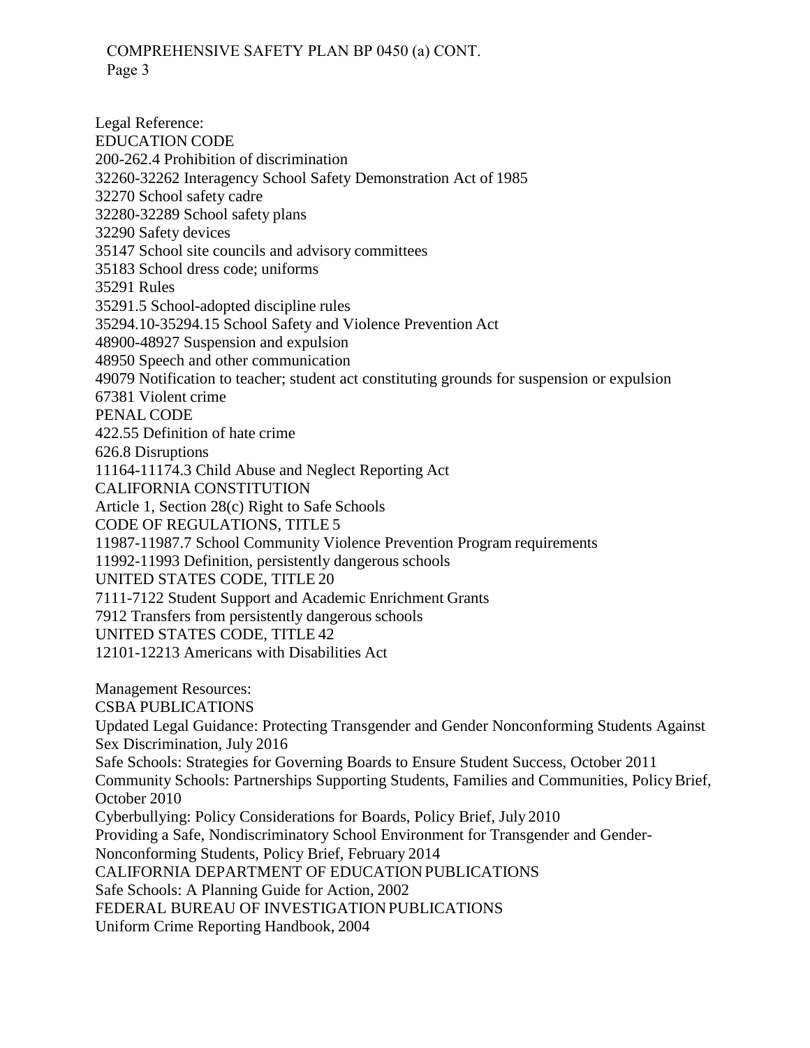Legal Reference:

EDUCATION CODE

200-262.4 Prohibition of discrimination

32260-32262 Interagency School Safety Demonstration Act of 1985

32270 School safety cadre

32280-32289 School safety plans

32290 Safety devices

35147 School site councils and advisory committees

35183 School dress code; uniforms

35291 Rules

35291.5 School-adopted discipline rules

35294.10-35294.15 School Safety and Violence Prevention Act

48900-48927 Suspension and expulsion

48950 Speech and other communication

49079 Notification to teacher; student act constituting grounds for suspension or expulsion

67381 Violent crime

PENAL CODE

422.55 Definition of hate crime

626.8 Disruptions

11164-11174.3 Child Abuse and Neglect Reporting Act

CALIFORNIA CONSTITUTION

Article 1, Section 28(c) Right to Safe Schools

CODE OF REGULATIONS, TITLE 5

11987-11987.7 School Community Violence Prevention Program requirements

11992-11993 Definition, persistently dangerous schools

UNITED STATES CODE, TITLE 20

7111-7122 Student Support and Academic Enrichment Grants

7912 Transfers from persistently dangerous schools

UNITED STATES CODE, TITLE 42

12101-12213 Americans with Disabilities Act

Management Resources:

CSBA PUBLICATIONS

Updated Legal Guidance: Protecting Transgender and Gender Nonconforming Students Against Sex Discrimination, July 2016

Safe Schools: Strategies for Governing Boards to Ensure Student Success, October 2011

Community Schools: Partnerships Supporting Students, Families and Communities, Policy Brief, October 2010

Cyberbullying: Policy Considerations for Boards, Policy Brief, July 2010

Providing a Safe, Nondiscriminatory School Environment for Transgender and Gender-Nonconforming Students, Policy Brief, February 2014

CALIFORNIA DEPARTMENT OF EDUCATION PUBLICATIONS

Safe Schools: A Planning Guide for Action, 2002

FEDERAL BUREAU OF INVESTIGATION PUBLICATIONS

Uniform Crime Reporting Handbook, 2004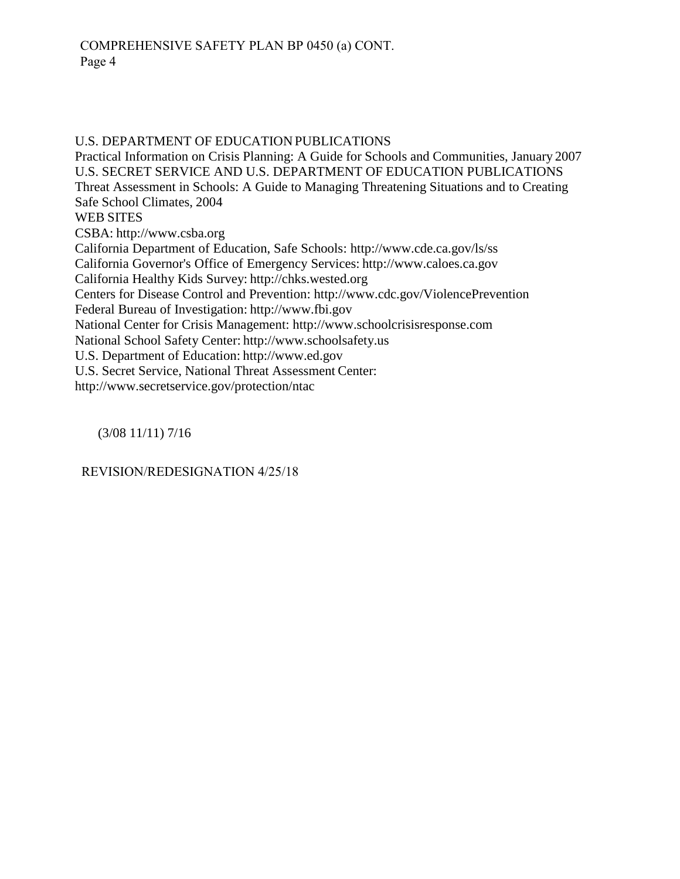U.S. DEPARTMENT OF EDUCATION PUBLICATIONS

Practical Information on Crisis Planning: A Guide for Schools and Communities, January 2007

U.S. SECRET SERVICE AND U.S. DEPARTMENT OF EDUCATION PUBLICATIONS

Threat Assessment in Schools: A Guide to Managing Threatening Situations and to Creating Safe School Climates, 2004

WEB SITES

CSBA: http://www.csba.org

California Department of Education, Safe Schools: http://www.cde.ca.gov/ls/ss

California Governor's Office of Emergency Services: http://www.caloes.ca.gov

California Healthy Kids Survey: http://chks.wested.org

Centers for Disease Control and Prevention: http://www.cdc.gov/ViolencePrevention

Federal Bureau of Investigation: http://www.fbi.gov

National Center for Crisis Management: http://www.schoolcrisisresponse.com

National School Safety Center: http://www.schoolsafety.us

U.S. Department of Education: http://www.ed.gov

U.S. Secret Service, National Threat Assessment Center: http://www.secretservice.gov/protection/ntac

(3/08 11/11) 7/16

REVISION/REDESIGNATION 4/25/18